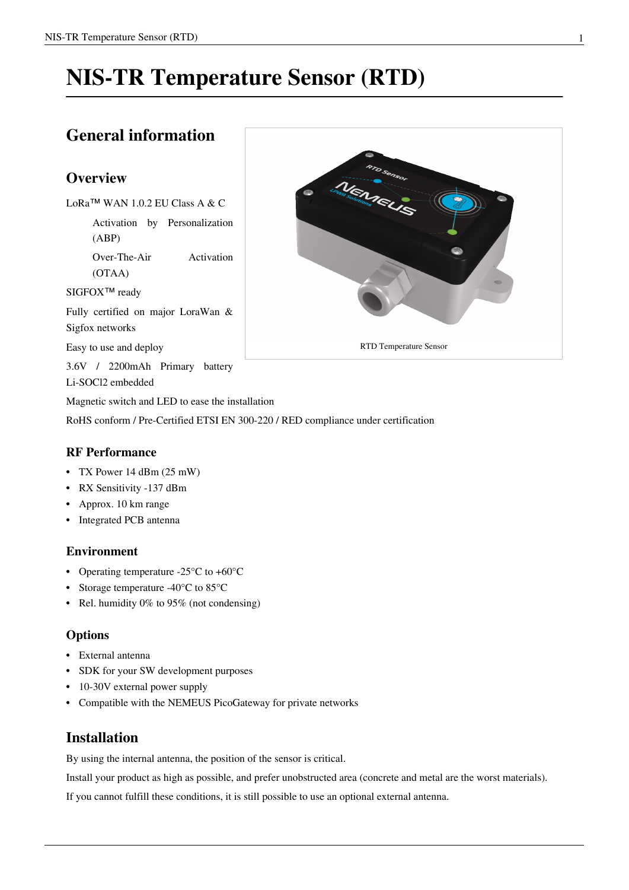# NIS-TR Temperature Sensor (RTD)

## General information

### Overview

LoRa™ WAN 1.0.2 EU Class A & C

Activation by Personalization (ABP)

Over-The-Air Activation (OTAA)

SIGFOX™ ready

Fully certified on major LoraWan & Sigfox networks

Easy to use and deploy

3.6V / 2200mAh Primary battery Li-SOCl2 embedded

Magnetic switch and LED to ease the installation

RoHS conform / Pre-Certified ETSI EN 300-220 / RED compliance under certification

RTD Temperature Sensor

### RF Performance

- TX Power 14 dBm (25 mW)
- RX Sensitivity -137 dBm
- Approx. 10 km range
- Integrated PCB antenna

### Environment

- Operating temperature -25°C to +60°C
- Storage temperature -40°C to 85°C
- Rel. humidity 0% to 95% (not condensing)

### Options

- External antenna
- SDK for your SW development purposes
- 10-30V external power supply
- Compatible with the NEMEUS PicoGateway for private networks

## Installation

By using the internal antenna, the position of the sensor is critical.

Install your product as high as possible, and prefer unobstructed area (concrete and metal are the worst materials).

If you cannot fulfill these conditions, it is still possible to use an optional external antenna.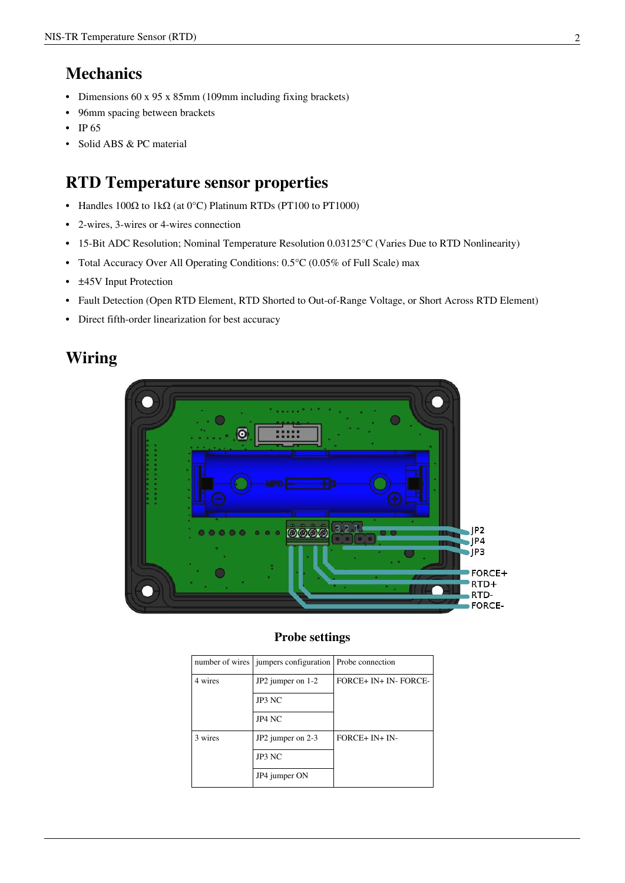## Mechanics

- Dimensions 60 x 95 x 85mm (109mm including fixing brackets)
- 96mm spacing between brackets
- IP 65
- Solid ABS & PC material

## RTD Temperature sensor properties

- Handles 100Ω to 1kΩ (at 0°C) Platinum RTDs (PT100 to PT1000)
- 2-wires, 3-wires or 4-wires connection
- 15-Bit ADC Resolution; Nominal Temperature Resolution 0.03125°C (Varies Due to RTD Nonlinearity)
- Total Accuracy Over All Operating Conditions: 0.5°C (0.05% of Full Scale) max
- ±45V Input Protection
- Fault Detection (Open RTD Element, RTD Shorted to Out-of-Range Voltage, or Short Across RTD Element)
- Direct fifth-order linearization for best accuracy

## Wiring

**Probe settings**

| number of wires | jumpers configuration | Probe connection |
| --- | --- | --- |
| 4 wires | JP2 jumper on 1-2 | FORCE+ IN+ IN- FORCE- |
| | JP3 NC | |
| | JP4 NC | |
| 3 wires | JP2 jumper on 2-3 | FORCE+ IN+ IN- |
| | JP3 NC | |
| | JP4 jumper ON | |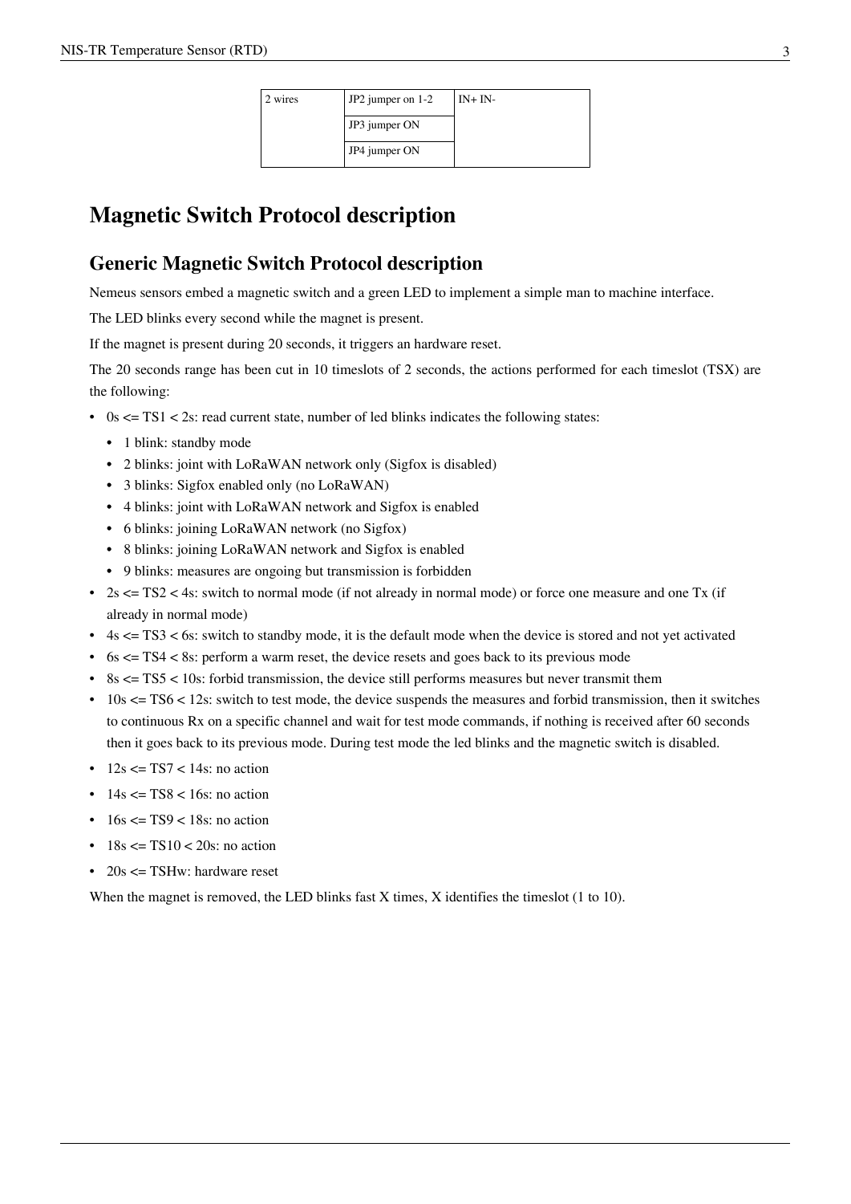| 2 wires | JP2 jumper on 1-2 | IN+ IN- |
|---|---|---|
| | JP3 jumper ON | |
| | JP4 jumper ON | |

# Magnetic Switch Protocol description

## Generic Magnetic Switch Protocol description

Nemeus sensors embed a magnetic switch and a green LED to implement a simple man to machine interface.

The LED blinks every second while the magnet is present.

If the magnet is present during 20 seconds, it triggers an hardware reset.

The 20 seconds range has been cut in 10 timeslots of 2 seconds, the actions performed for each timeslot (TSX) are the following:

- 0s <= TS1 < 2s: read current state, number of led blinks indicates the following states:
  - 1 blink: standby mode
  - 2 blinks: joint with LoRaWAN network only (Sigfox is disabled)
  - 3 blinks: Sigfox enabled only (no LoRaWAN)
  - 4 blinks: joint with LoRaWAN network and Sigfox is enabled
  - 6 blinks: joining LoRaWAN network (no Sigfox)
  - 8 blinks: joining LoRaWAN network and Sigfox is enabled
  - 9 blinks: measures are ongoing but transmission is forbidden
- 2s <= TS2 < 4s: switch to normal mode (if not already in normal mode) or force one measure and one Tx (if already in normal mode)
- 4s <= TS3 < 6s: switch to standby mode, it is the default mode when the device is stored and not yet activated
- 6s <= TS4 < 8s: perform a warm reset, the device resets and goes back to its previous mode
- 8s <= TS5 < 10s: forbid transmission, the device still performs measures but never transmit them
- 10s <= TS6 < 12s: switch to test mode, the device suspends the measures and forbid transmission, then it switches to continuous Rx on a specific channel and wait for test mode commands, if nothing is received after 60 seconds then it goes back to its previous mode. During test mode the led blinks and the magnetic switch is disabled.
- 12s <= TS7 < 14s: no action
- 14s <= TS8 < 16s: no action
- 16s <= TS9 < 18s: no action
- 18s <= TS10 < 20s: no action
- 20s <= TSHw: hardware reset

When the magnet is removed, the LED blinks fast X times, X identifies the timeslot (1 to 10).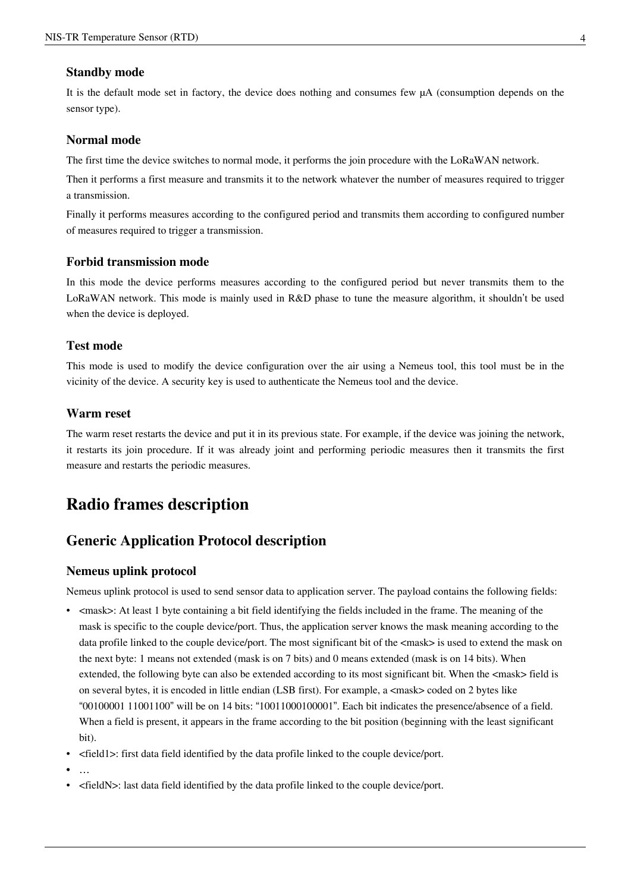### Standby mode

It is the default mode set in factory, the device does nothing and consumes few µA (consumption depends on the sensor type).

### Normal mode

The first time the device switches to normal mode, it performs the join procedure with the LoRaWAN network.

Then it performs a first measure and transmits it to the network whatever the number of measures required to trigger a transmission.

Finally it performs measures according to the configured period and transmits them according to configured number of measures required to trigger a transmission.

### Forbid transmission mode

In this mode the device performs measures according to the configured period but never transmits them to the LoRaWAN network. This mode is mainly used in R&D phase to tune the measure algorithm, it shouldn't be used when the device is deployed.

### Test mode

This mode is used to modify the device configuration over the air using a Nemeus tool, this tool must be in the vicinity of the device. A security key is used to authenticate the Nemeus tool and the device.

### Warm reset

The warm reset restarts the device and put it in its previous state. For example, if the device was joining the network, it restarts its join procedure. If it was already joint and performing periodic measures then it transmits the first measure and restarts the periodic measures.

# Radio frames description

## Generic Application Protocol description

### Nemeus uplink protocol

Nemeus uplink protocol is used to send sensor data to application server. The payload contains the following fields:

- <mask>: At least 1 byte containing a bit field identifying the fields included in the frame. The meaning of the mask is specific to the couple device/port. Thus, the application server knows the mask meaning according to the data profile linked to the couple device/port. The most significant bit of the <mask> is used to extend the mask on the next byte: 1 means not extended (mask is on 7 bits) and 0 means extended (mask is on 14 bits). When extended, the following byte can also be extended according to its most significant bit. When the <mask> field is on several bytes, it is encoded in little endian (LSB first). For example, a <mask> coded on 2 bytes like "00100001 11001100" will be on 14 bits: "10011000100001". Each bit indicates the presence/absence of a field. When a field is present, it appears in the frame according to the bit position (beginning with the least significant bit).
- <field1>: first data field identified by the data profile linked to the couple device/port.
- …
- <fieldN>: last data field identified by the data profile linked to the couple device/port.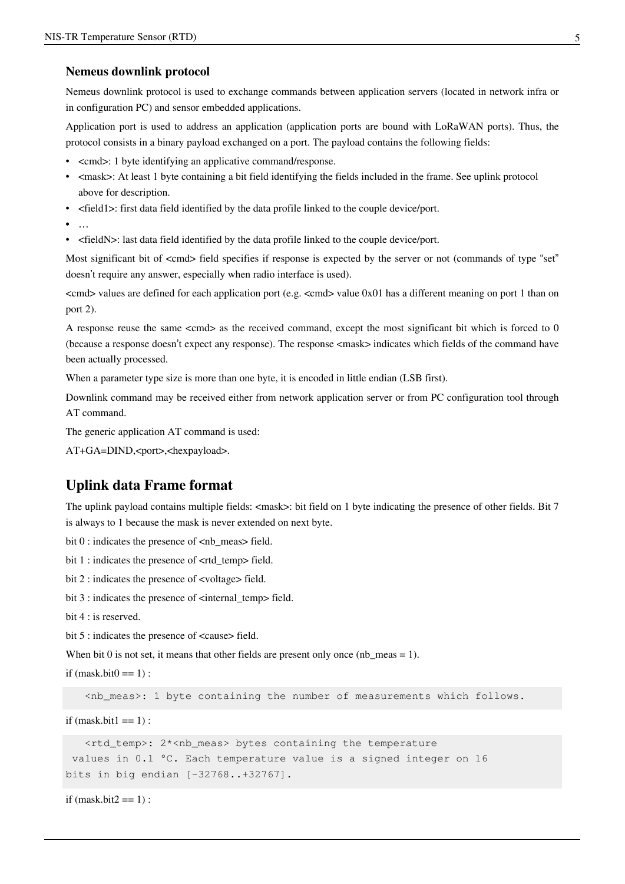### Nemeus downlink protocol

Nemeus downlink protocol is used to exchange commands between application servers (located in network infra or in configuration PC) and sensor embedded applications.

Application port is used to address an application (application ports are bound with LoRaWAN ports). Thus, the protocol consists in a binary payload exchanged on a port. The payload contains the following fields:

- <cmd>: 1 byte identifying an applicative command/response.
- <mask>: At least 1 byte containing a bit field identifying the fields included in the frame. See uplink protocol above for description.
- <field1>: first data field identified by the data profile linked to the couple device/port.
- …
- <fieldN>: last data field identified by the data profile linked to the couple device/port.

Most significant bit of <cmd> field specifies if response is expected by the server or not (commands of type "set" doesn't require any answer, especially when radio interface is used).

<cmd> values are defined for each application port (e.g. <cmd> value 0x01 has a different meaning on port 1 than on port 2).

A response reuse the same <cmd> as the received command, except the most significant bit which is forced to 0 (because a response doesn't expect any response). The response <mask> indicates which fields of the command have been actually processed.

When a parameter type size is more than one byte, it is encoded in little endian (LSB first).

Downlink command may be received either from network application server or from PC configuration tool through AT command.

The generic application AT command is used:

AT+GA=DIND,<port>,<hexpayload>.

## Uplink data Frame format

The uplink payload contains multiple fields: <mask>: bit field on 1 byte indicating the presence of other fields. Bit 7 is always to 1 because the mask is never extended on next byte.

bit 0 : indicates the presence of <nb_meas> field.

bit 1 : indicates the presence of <rtd_temp> field.

bit 2 : indicates the presence of <voltage> field.

bit 3 : indicates the presence of <internal_temp> field.

bit 4 : is reserved.

bit 5 : indicates the presence of <cause> field.

When bit 0 is not set, it means that other fields are present only once (nb_meas = 1).

if (mask.bit0 == 1) :

```
   <nb_meas>: 1 byte containing the number of measurements which follows.
```

if (mask.bit1 == 1) :

```
   <rtd_temp>: 2*<nb_meas> bytes containing the temperature
 values in 0.1 °C. Each temperature value is a signed integer on 16
bits in big endian [-32768..+32767].
```

if (mask.bit2 == 1) :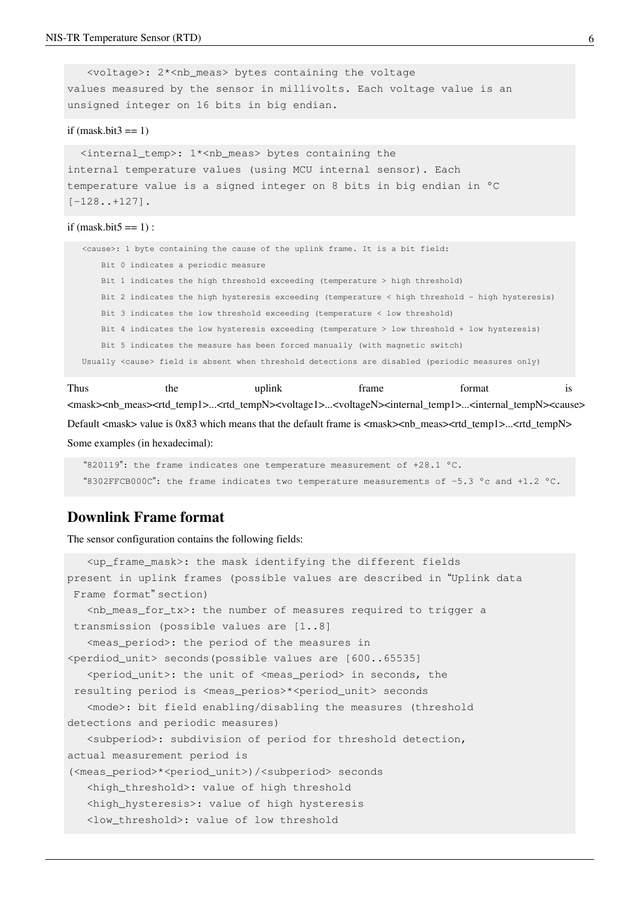```
   <voltage>: 2*<nb_meas> bytes containing the voltage
values measured by the sensor in millivolts. Each voltage value is an
unsigned integer on 16 bits in big endian.
```

if (mask.bit3 == 1)

```
  <internal_temp>: 1*<nb_meas> bytes containing the
internal temperature values (using MCU internal sensor). Each
temperature value is a signed integer on 8 bits in big endian in °C
[-128..+127].
```

if (mask.bit5 == 1) :

```
   <cause>: 1 byte containing the cause of the uplink frame. It is a bit field:
       Bit 0 indicates a periodic measure
       Bit 1 indicates the high threshold exceeding (temperature > high threshold)
       Bit 2 indicates the high hysteresis exceeding (temperature < high threshold - high hysteresis)
       Bit 3 indicates the low threshold exceeding (temperature < low threshold)
       Bit 4 indicates the low hysteresis exceeding (temperature > low threshold + low hysteresis)
       Bit 5 indicates the measure has been forced manually (with magnetic switch)
   Usually <cause> field is absent when threshold detections are disabled (periodic measures only)
```

Thus the uplink frame format is <mask><nb_meas><rtd_temp1>...<rtd_tempN><voltage1>...<voltageN><internal_temp1>...<internal_tempN><cause>

Default <mask> value is 0x83 which means that the default frame is <mask><nb_meas><rtd_temp1>...<rtd_tempN>

Some examples (in hexadecimal):

```
   "820119": the frame indicates one temperature measurement of +28.1 °C.
   "8302FFCB000C": the frame indicates two temperature measurements of -5.3 °c and +1.2 °C.
```

## Downlink Frame format

The sensor configuration contains the following fields:

```
   <up_frame_mask>: the mask identifying the different fields
present in uplink frames (possible values are described in "Uplink data
 Frame format" section)
   <nb_meas_for_tx>: the number of measures required to trigger a
 transmission (possible values are [1..8]
   <meas_period>: the period of the measures in
<perdiod_unit> seconds(possible values are [600..65535]
   <period_unit>: the unit of <meas_period> in seconds, the
 resulting period is <meas_perios>*<period_unit> seconds
   <mode>: bit field enabling/disabling the measures (threshold
detections and periodic measures)
   <subperiod>: subdivision of period for threshold detection,
actual measurement period is
(<meas_period>*<period_unit>)/<subperiod> seconds
   <high_threshold>: value of high threshold
   <high_hysteresis>: value of high hysteresis
   <low_threshold>: value of low threshold
```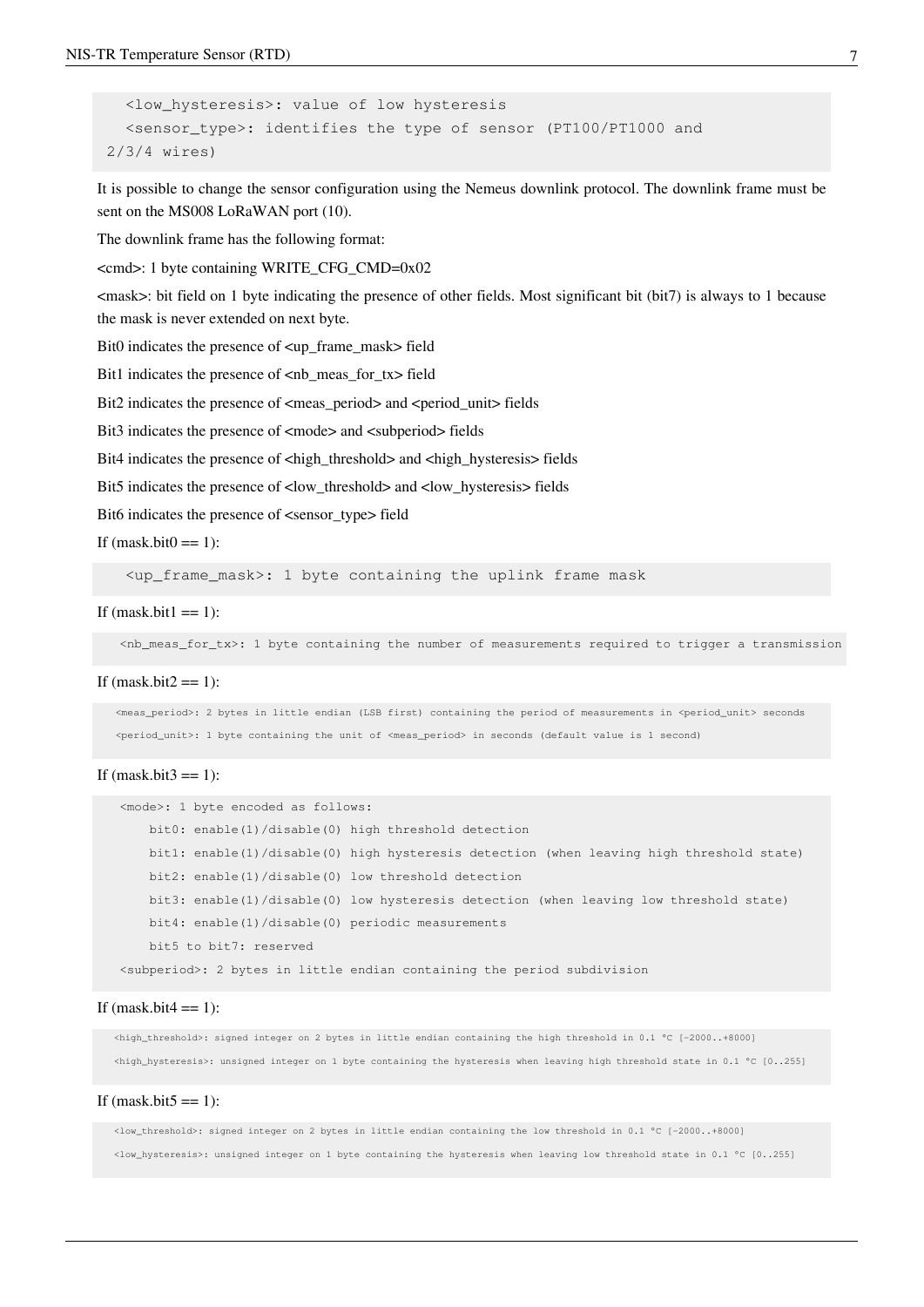```
  <low_hysteresis>: value of low hysteresis
  <sensor_type>: identifies the type of sensor (PT100/PT1000 and
2/3/4 wires)
```

It is possible to change the sensor configuration using the Nemeus downlink protocol. The downlink frame must be sent on the MS008 LoRaWAN port (10).

The downlink frame has the following format:

<cmd>: 1 byte containing WRITE_CFG_CMD=0x02

<mask>: bit field on 1 byte indicating the presence of other fields. Most significant bit (bit7) is always to 1 because the mask is never extended on next byte.

Bit0 indicates the presence of <up_frame_mask> field

Bit1 indicates the presence of <nb_meas_for_tx> field

Bit2 indicates the presence of <meas_period> and <period_unit> fields

Bit3 indicates the presence of <mode> and <subperiod> fields

Bit4 indicates the presence of <high_threshold> and <high_hysteresis> fields

Bit5 indicates the presence of <low_threshold> and <low_hysteresis> fields

Bit6 indicates the presence of <sensor_type> field

If (mask.bit0 == 1):

```
  <up_frame_mask>: 1 byte containing the uplink frame mask
```

If (mask.bit1 == 1):

```
  <nb_meas_for_tx>: 1 byte containing the number of measurements required to trigger a transmission
```

If (mask.bit2 == 1):

```
  <meas_period>: 2 bytes in little endian (LSB first) containing the period of measurements in <period_unit> seconds
  <period_unit>: 1 byte containing the unit of <meas_period> in seconds (default value is 1 second)
```

If (mask.bit3 == 1):

```
  <mode>: 1 byte encoded as follows:
      bit0: enable(1)/disable(0) high threshold detection
      bit1: enable(1)/disable(0) high hysteresis detection (when leaving high threshold state)
      bit2: enable(1)/disable(0) low threshold detection
      bit3: enable(1)/disable(0) low hysteresis detection (when leaving low threshold state)
      bit4: enable(1)/disable(0) periodic measurements
      bit5 to bit7: reserved
  <subperiod>: 2 bytes in little endian containing the period subdivision
```

If (mask.bit4 == 1):

```
  <high_threshold>: signed integer on 2 bytes in little endian containing the high threshold in 0.1 °C [-2000..+8000]
  <high_hysteresis>: unsigned integer on 1 byte containing the hysteresis when leaving high threshold state in 0.1 °C [0..255]
```

If (mask.bit5 == 1):

```
  <low_threshold>: signed integer on 2 bytes in little endian containing the low threshold in 0.1 °C [-2000..+8000]
  <low_hysteresis>: unsigned integer on 1 byte containing the hysteresis when leaving low threshold state in 0.1 °C [0..255]
```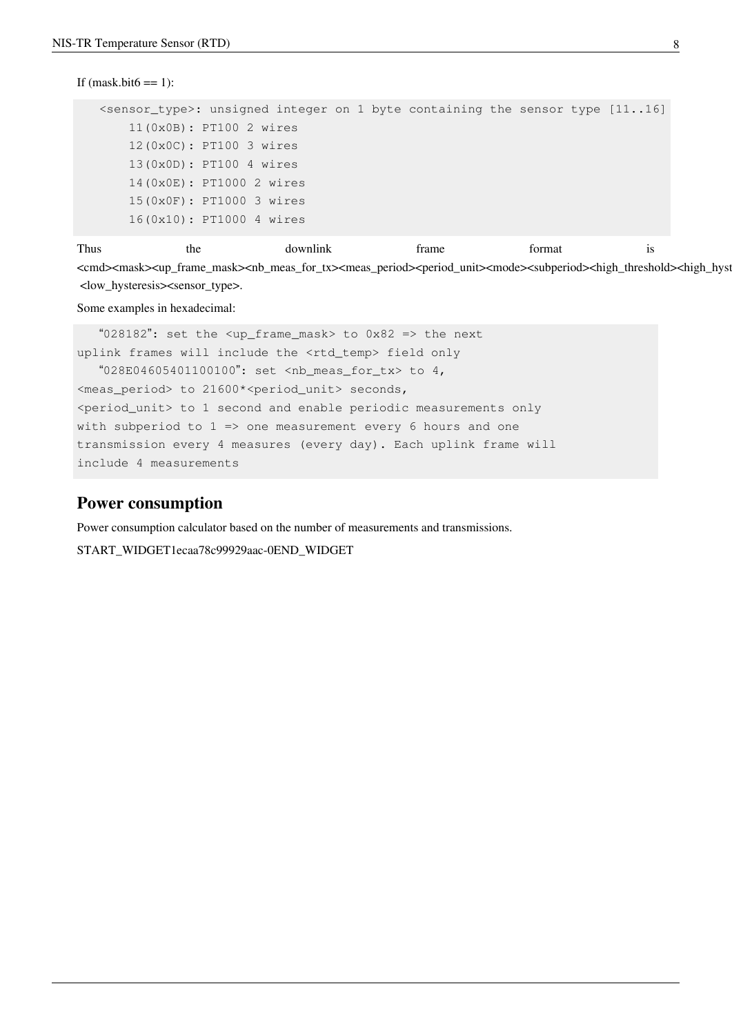If (mask.bit6 == 1):

```
<sensor_type>: unsigned integer on 1 byte containing the sensor type [11..16]
    11(0x0B): PT100 2 wires
    12(0x0C): PT100 3 wires
    13(0x0D): PT100 4 wires
    14(0x0E): PT1000 2 wires
    15(0x0F): PT1000 3 wires
    16(0x10): PT1000 4 wires
```

Thus the downlink frame format is <cmd><mask><up_frame_mask><nb_meas_for_tx><meas_period><period_unit><mode><subperiod><high_threshold><high_hyst <low_hysteresis><sensor_type>.

Some examples in hexadecimal:

```
"028182": set the <up_frame_mask> to 0x82 => the next
uplink frames will include the <rtd_temp> field only
"028E04605401100100": set <nb_meas_for_tx> to 4,
<meas_period> to 21600*<period_unit> seconds,
<period_unit> to 1 second and enable periodic measurements only
with subperiod to 1 => one measurement every 6 hours and one
transmission every 4 measures (every day). Each uplink frame will
include 4 measurements
```

## Power consumption

Power consumption calculator based on the number of measurements and transmissions.

START_WIDGET1ecaa78c99929aac-0END_WIDGET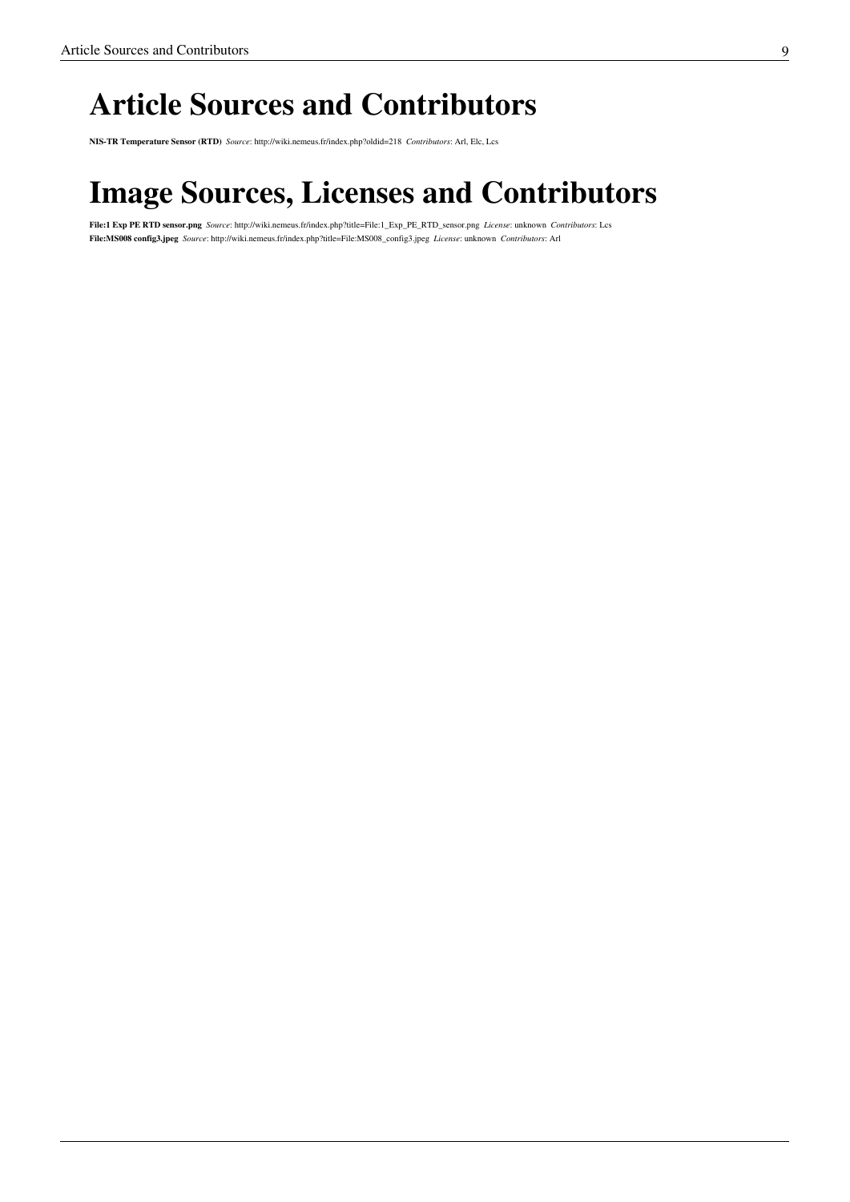# Article Sources and Contributors

**NIS-TR Temperature Sensor (RTD)** *Source*: http://wiki.nemeus.fr/index.php?oldid=218 *Contributors*: Arl, Elc, Lcs

# Image Sources, Licenses and Contributors

**File:1 Exp PE RTD sensor.png** *Source*: http://wiki.nemeus.fr/index.php?title=File:1_Exp_PE_RTD_sensor.png *License*: unknown *Contributors*: Lcs
**File:MS008 config3.jpeg** *Source*: http://wiki.nemeus.fr/index.php?title=File:MS008_config3.jpeg *License*: unknown *Contributors*: Arl